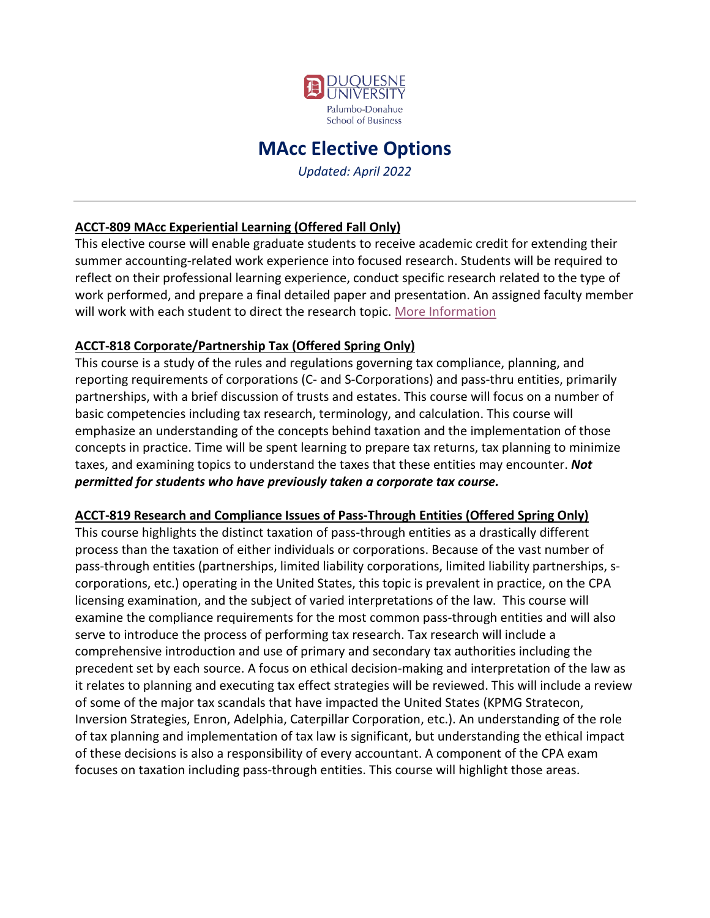DUQUESNE UNIVERSITY
Palumbo-Donahue School of Business

# MAcc Elective Options

*Updated: April 2022*

---

### ACCT-809 MAcc Experiential Learning (Offered Fall Only)

This elective course will enable graduate students to receive academic credit for extending their summer accounting-related work experience into focused research. Students will be required to reflect on their professional learning experience, conduct specific research related to the type of work performed, and prepare a final detailed paper and presentation. An assigned faculty member will work with each student to direct the research topic. More Information

### ACCT-818 Corporate/Partnership Tax (Offered Spring Only)

This course is a study of the rules and regulations governing tax compliance, planning, and reporting requirements of corporations (C- and S-Corporations) and pass-thru entities, primarily partnerships, with a brief discussion of trusts and estates. This course will focus on a number of basic competencies including tax research, terminology, and calculation. This course will emphasize an understanding of the concepts behind taxation and the implementation of those concepts in practice. Time will be spent learning to prepare tax returns, tax planning to minimize taxes, and examining topics to understand the taxes that these entities may encounter. ***Not permitted for students who have previously taken a corporate tax course.***

### ACCT-819 Research and Compliance Issues of Pass-Through Entities (Offered Spring Only)

This course highlights the distinct taxation of pass-through entities as a drastically different process than the taxation of either individuals or corporations. Because of the vast number of pass-through entities (partnerships, limited liability corporations, limited liability partnerships, s-corporations, etc.) operating in the United States, this topic is prevalent in practice, on the CPA licensing examination, and the subject of varied interpretations of the law. This course will examine the compliance requirements for the most common pass-through entities and will also serve to introduce the process of performing tax research. Tax research will include a comprehensive introduction and use of primary and secondary tax authorities including the precedent set by each source. A focus on ethical decision-making and interpretation of the law as it relates to planning and executing tax effect strategies will be reviewed. This will include a review of some of the major tax scandals that have impacted the United States (KPMG Stratecon, Inversion Strategies, Enron, Adelphia, Caterpillar Corporation, etc.). An understanding of the role of tax planning and implementation of tax law is significant, but understanding the ethical impact of these decisions is also a responsibility of every accountant. A component of the CPA exam focuses on taxation including pass-through entities. This course will highlight those areas.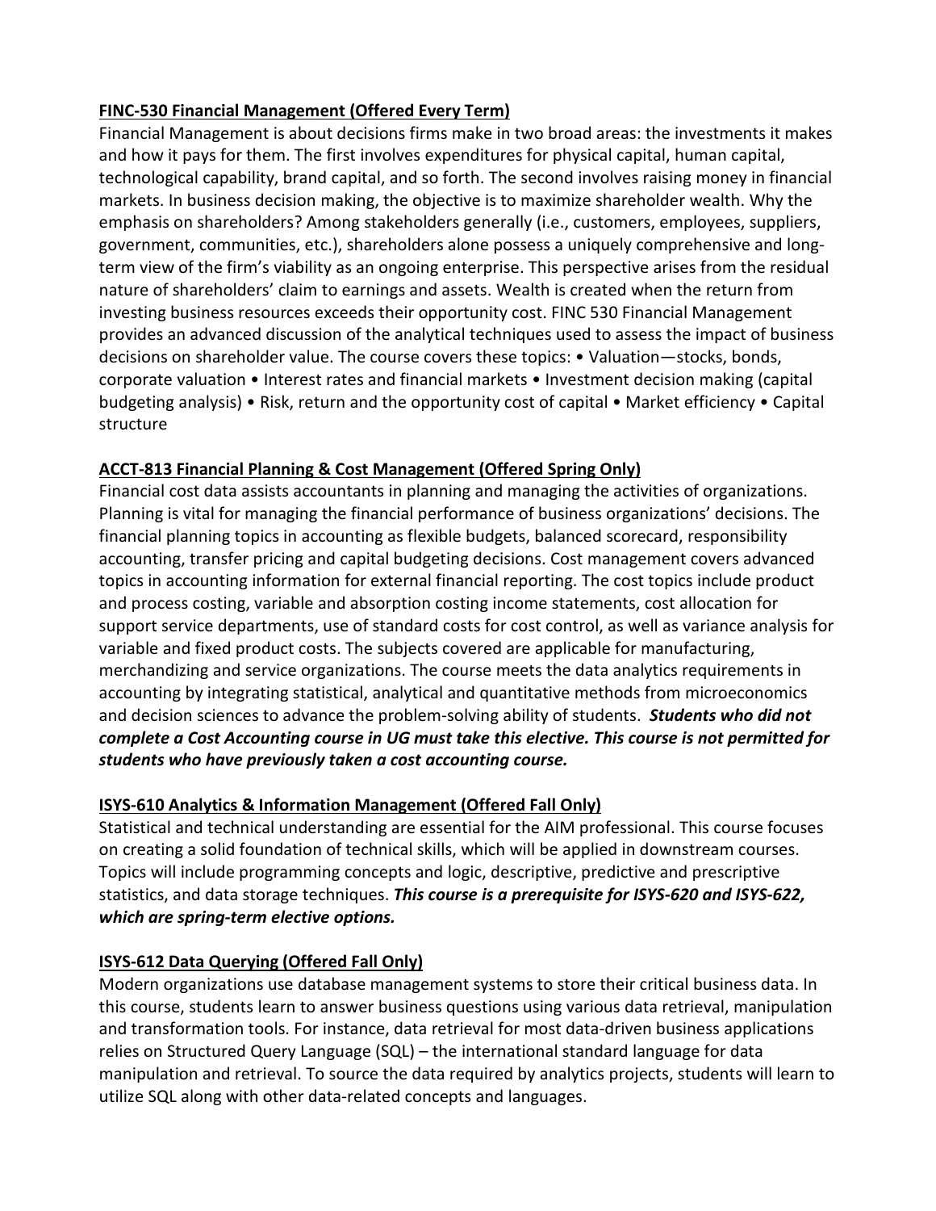**FINC-530 Financial Management (Offered Every Term)**

Financial Management is about decisions firms make in two broad areas: the investments it makes and how it pays for them. The first involves expenditures for physical capital, human capital, technological capability, brand capital, and so forth. The second involves raising money in financial markets. In business decision making, the objective is to maximize shareholder wealth. Why the emphasis on shareholders? Among stakeholders generally (i.e., customers, employees, suppliers, government, communities, etc.), shareholders alone possess a uniquely comprehensive and long-term view of the firm's viability as an ongoing enterprise. This perspective arises from the residual nature of shareholders' claim to earnings and assets. Wealth is created when the return from investing business resources exceeds their opportunity cost. FINC 530 Financial Management provides an advanced discussion of the analytical techniques used to assess the impact of business decisions on shareholder value. The course covers these topics: • Valuation—stocks, bonds, corporate valuation • Interest rates and financial markets • Investment decision making (capital budgeting analysis) • Risk, return and the opportunity cost of capital • Market efficiency • Capital structure

**ACCT-813 Financial Planning & Cost Management (Offered Spring Only)**

Financial cost data assists accountants in planning and managing the activities of organizations. Planning is vital for managing the financial performance of business organizations' decisions. The financial planning topics in accounting as flexible budgets, balanced scorecard, responsibility accounting, transfer pricing and capital budgeting decisions. Cost management covers advanced topics in accounting information for external financial reporting. The cost topics include product and process costing, variable and absorption costing income statements, cost allocation for support service departments, use of standard costs for cost control, as well as variance analysis for variable and fixed product costs. The subjects covered are applicable for manufacturing, merchandizing and service organizations. The course meets the data analytics requirements in accounting by integrating statistical, analytical and quantitative methods from microeconomics and decision sciences to advance the problem-solving ability of students. ***Students who did not complete a Cost Accounting course in UG must take this elective. This course is not permitted for students who have previously taken a cost accounting course.***

**ISYS-610 Analytics & Information Management (Offered Fall Only)**

Statistical and technical understanding are essential for the AIM professional. This course focuses on creating a solid foundation of technical skills, which will be applied in downstream courses. Topics will include programming concepts and logic, descriptive, predictive and prescriptive statistics, and data storage techniques. ***This course is a prerequisite for ISYS-620 and ISYS-622, which are spring-term elective options.***

**ISYS-612 Data Querying (Offered Fall Only)**

Modern organizations use database management systems to store their critical business data. In this course, students learn to answer business questions using various data retrieval, manipulation and transformation tools. For instance, data retrieval for most data-driven business applications relies on Structured Query Language (SQL) – the international standard language for data manipulation and retrieval. To source the data required by analytics projects, students will learn to utilize SQL along with other data-related concepts and languages.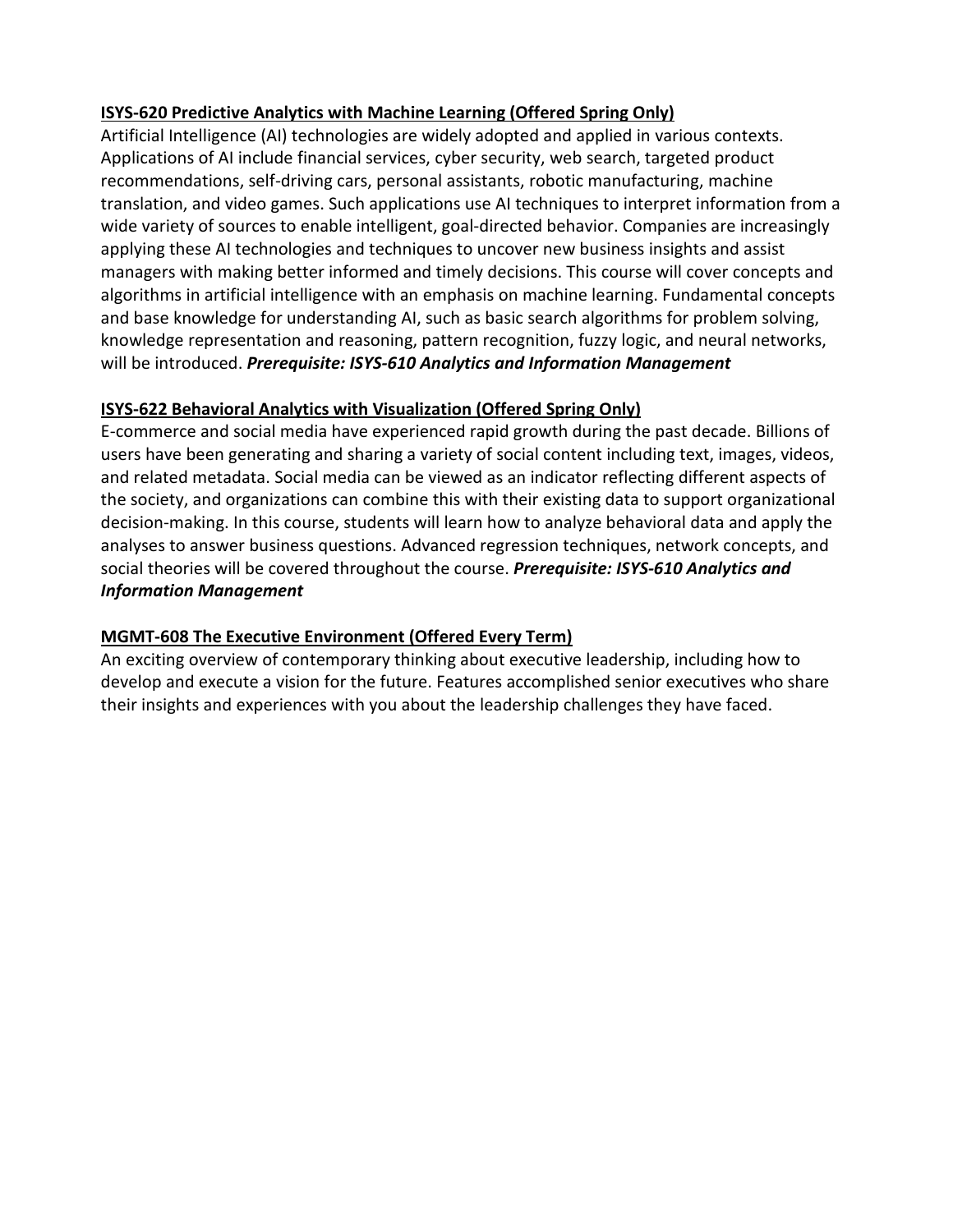**ISYS-620 Predictive Analytics with Machine Learning (Offered Spring Only)**

Artificial Intelligence (AI) technologies are widely adopted and applied in various contexts. Applications of AI include financial services, cyber security, web search, targeted product recommendations, self-driving cars, personal assistants, robotic manufacturing, machine translation, and video games. Such applications use AI techniques to interpret information from a wide variety of sources to enable intelligent, goal-directed behavior. Companies are increasingly applying these AI technologies and techniques to uncover new business insights and assist managers with making better informed and timely decisions. This course will cover concepts and algorithms in artificial intelligence with an emphasis on machine learning. Fundamental concepts and base knowledge for understanding AI, such as basic search algorithms for problem solving, knowledge representation and reasoning, pattern recognition, fuzzy logic, and neural networks, will be introduced. ***Prerequisite: ISYS-610 Analytics and Information Management***

**ISYS-622 Behavioral Analytics with Visualization (Offered Spring Only)**

E-commerce and social media have experienced rapid growth during the past decade. Billions of users have been generating and sharing a variety of social content including text, images, videos, and related metadata. Social media can be viewed as an indicator reflecting different aspects of the society, and organizations can combine this with their existing data to support organizational decision-making. In this course, students will learn how to analyze behavioral data and apply the analyses to answer business questions. Advanced regression techniques, network concepts, and social theories will be covered throughout the course. ***Prerequisite: ISYS-610 Analytics and Information Management***

**MGMT-608 The Executive Environment (Offered Every Term)**

An exciting overview of contemporary thinking about executive leadership, including how to develop and execute a vision for the future. Features accomplished senior executives who share their insights and experiences with you about the leadership challenges they have faced.